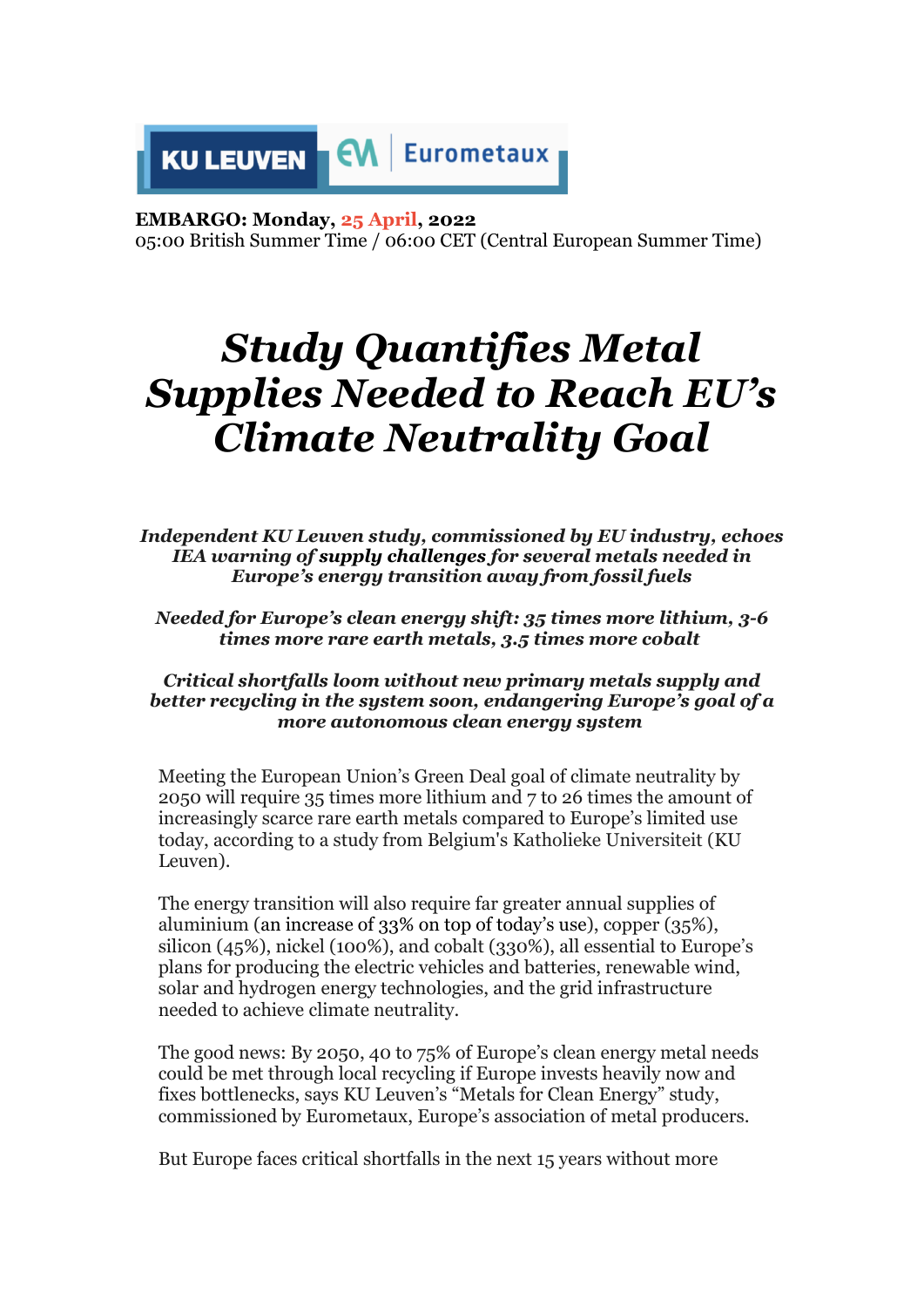KU LEUVEN | Eurometaux

**EMBARGO: Monday, 25 April, 2022**
05:00 British Summer Time / 06:00 CET (Central European Summer Time)

# *Study Quantifies Metal Supplies Needed to Reach EU's Climate Neutrality Goal*

***Independent KU Leuven study, commissioned by EU industry, echoes IEA warning of supply challenges for several metals needed in Europe's energy transition away from fossil fuels***

***Needed for Europe's clean energy shift: 35 times more lithium, 3-6 times more rare earth metals, 3.5 times more cobalt***

***Critical shortfalls loom without new primary metals supply and better recycling in the system soon, endangering Europe's goal of a more autonomous clean energy system***

Meeting the European Union's Green Deal goal of climate neutrality by 2050 will require 35 times more lithium and 7 to 26 times the amount of increasingly scarce rare earth metals compared to Europe's limited use today, according to a study from Belgium's Katholieke Universiteit (KU Leuven).

The energy transition will also require far greater annual supplies of aluminium (an increase of 33% on top of today's use), copper (35%), silicon (45%), nickel (100%), and cobalt (330%), all essential to Europe's plans for producing the electric vehicles and batteries, renewable wind, solar and hydrogen energy technologies, and the grid infrastructure needed to achieve climate neutrality.

The good news: By 2050, 40 to 75% of Europe's clean energy metal needs could be met through local recycling if Europe invests heavily now and fixes bottlenecks, says KU Leuven's "Metals for Clean Energy" study, commissioned by Eurometaux, Europe's association of metal producers.

But Europe faces critical shortfalls in the next 15 years without more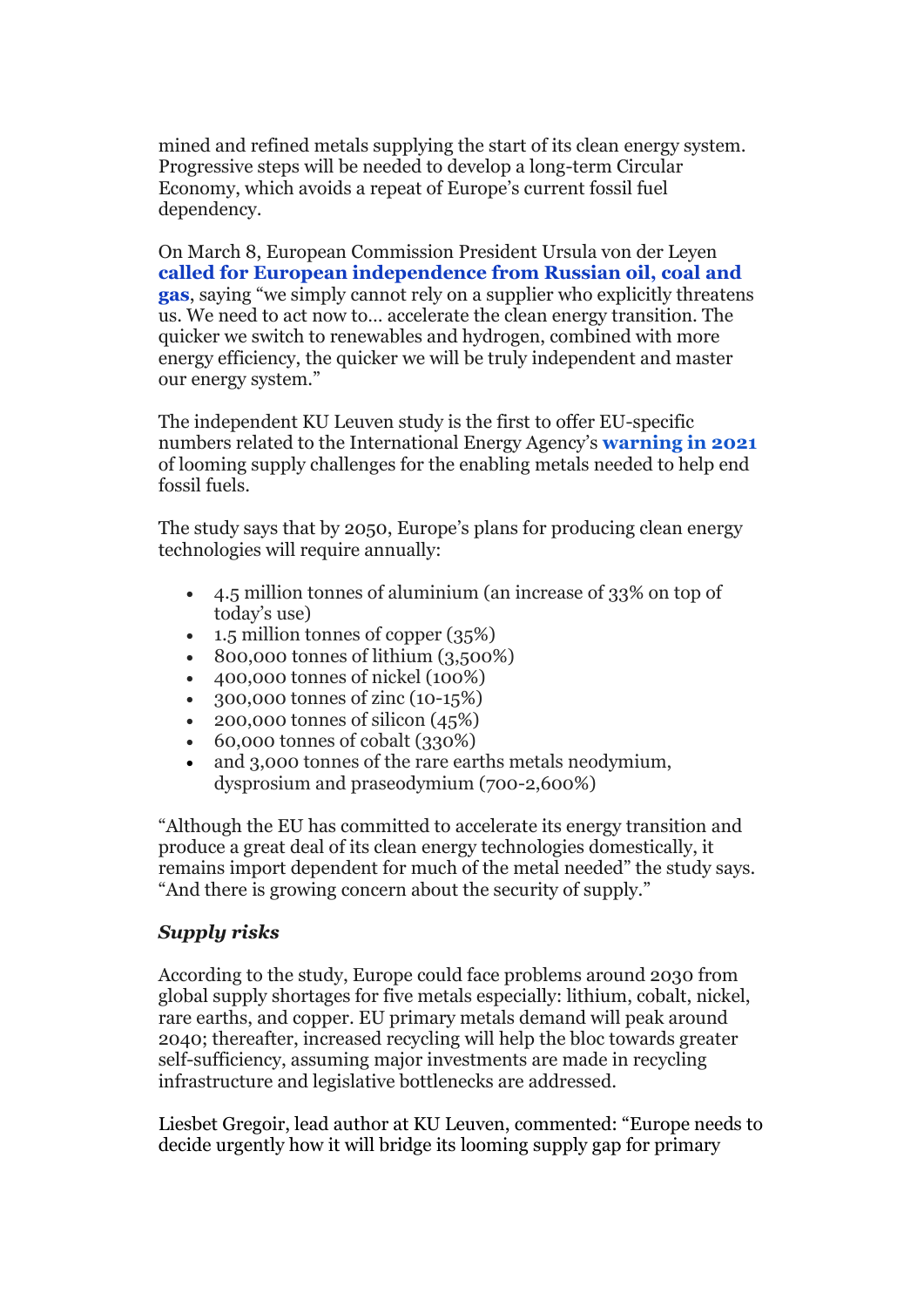mined and refined metals supplying the start of its clean energy system. Progressive steps will be needed to develop a long-term Circular Economy, which avoids a repeat of Europe's current fossil fuel dependency.

On March 8, European Commission President Ursula von der Leyen **called for European independence from Russian oil, coal and gas**, saying "we simply cannot rely on a supplier who explicitly threatens us. We need to act now to... accelerate the clean energy transition. The quicker we switch to renewables and hydrogen, combined with more energy efficiency, the quicker we will be truly independent and master our energy system."

The independent KU Leuven study is the first to offer EU-specific numbers related to the International Energy Agency's **warning in 2021** of looming supply challenges for the enabling metals needed to help end fossil fuels.

The study says that by 2050, Europe's plans for producing clean energy technologies will require annually:

- 4.5 million tonnes of aluminium (an increase of 33% on top of today's use)
- 1.5 million tonnes of copper (35%)
- 800,000 tonnes of lithium (3,500%)
- 400,000 tonnes of nickel (100%)
- 300,000 tonnes of zinc (10-15%)
- 200,000 tonnes of silicon (45%)
- 60,000 tonnes of cobalt (330%)
- and 3,000 tonnes of the rare earths metals neodymium, dysprosium and praseodymium (700-2,600%)

"Although the EU has committed to accelerate its energy transition and produce a great deal of its clean energy technologies domestically, it remains import dependent for much of the metal needed" the study says. "And there is growing concern about the security of supply."

### *Supply risks*

According to the study, Europe could face problems around 2030 from global supply shortages for five metals especially: lithium, cobalt, nickel, rare earths, and copper. EU primary metals demand will peak around 2040; thereafter, increased recycling will help the bloc towards greater self-sufficiency, assuming major investments are made in recycling infrastructure and legislative bottlenecks are addressed.

Liesbet Gregoir, lead author at KU Leuven, commented: "Europe needs to decide urgently how it will bridge its looming supply gap for primary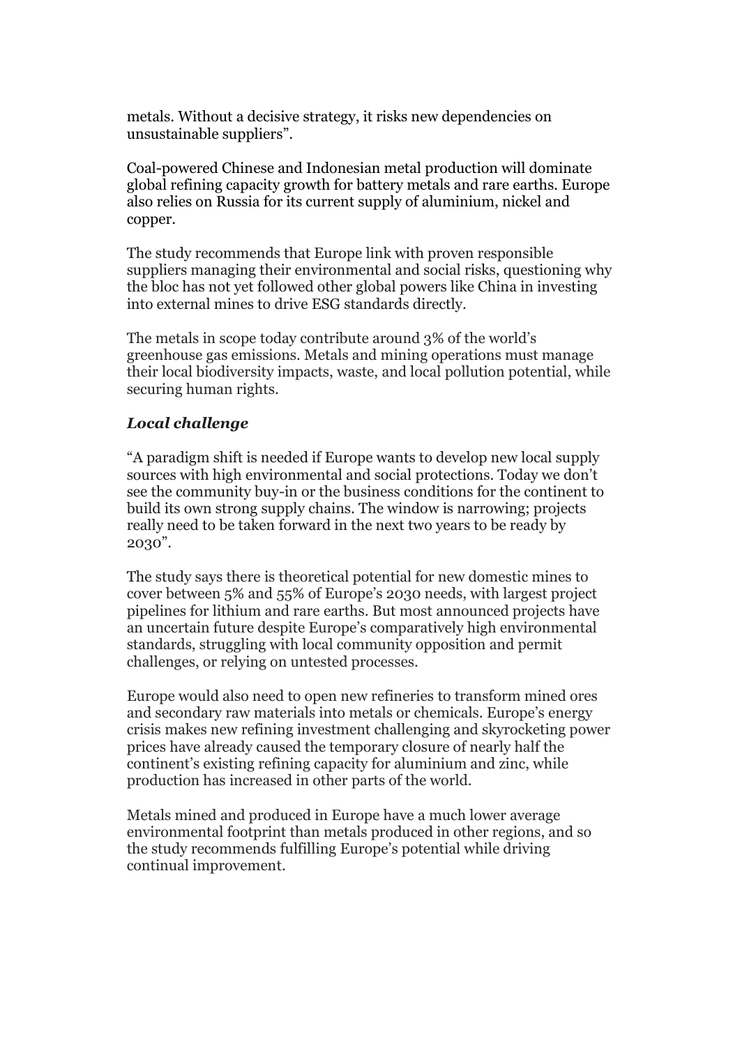metals. Without a decisive strategy, it risks new dependencies on unsustainable suppliers".

Coal-powered Chinese and Indonesian metal production will dominate global refining capacity growth for battery metals and rare earths. Europe also relies on Russia for its current supply of aluminium, nickel and copper.

The study recommends that Europe link with proven responsible suppliers managing their environmental and social risks, questioning why the bloc has not yet followed other global powers like China in investing into external mines to drive ESG standards directly.

The metals in scope today contribute around 3% of the world's greenhouse gas emissions. Metals and mining operations must manage their local biodiversity impacts, waste, and local pollution potential, while securing human rights.

### *Local challenge*

"A paradigm shift is needed if Europe wants to develop new local supply sources with high environmental and social protections. Today we don't see the community buy-in or the business conditions for the continent to build its own strong supply chains. The window is narrowing; projects really need to be taken forward in the next two years to be ready by 2030".

The study says there is theoretical potential for new domestic mines to cover between 5% and 55% of Europe's 2030 needs, with largest project pipelines for lithium and rare earths. But most announced projects have an uncertain future despite Europe's comparatively high environmental standards, struggling with local community opposition and permit challenges, or relying on untested processes.

Europe would also need to open new refineries to transform mined ores and secondary raw materials into metals or chemicals. Europe's energy crisis makes new refining investment challenging and skyrocketing power prices have already caused the temporary closure of nearly half the continent's existing refining capacity for aluminium and zinc, while production has increased in other parts of the world.

Metals mined and produced in Europe have a much lower average environmental footprint than metals produced in other regions, and so the study recommends fulfilling Europe's potential while driving continual improvement.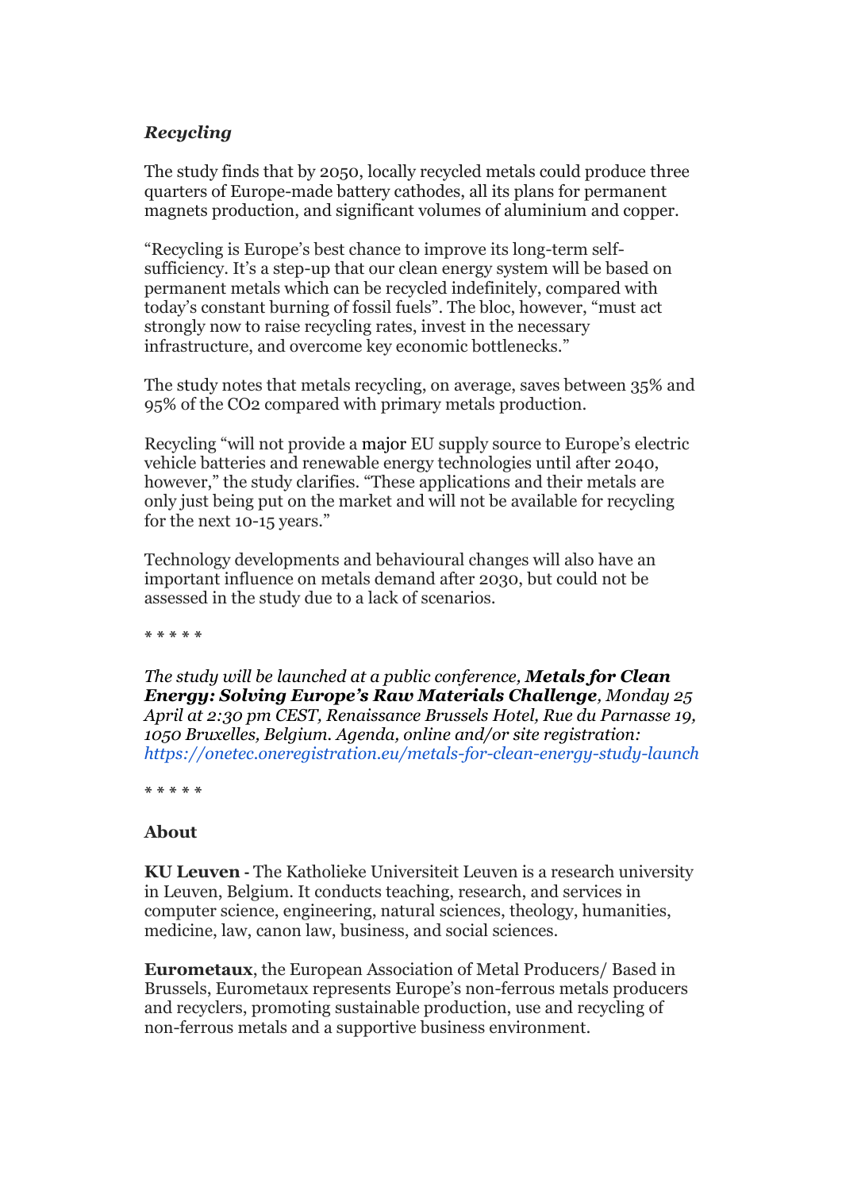### *Recycling*

The study finds that by 2050, locally recycled metals could produce three quarters of Europe-made battery cathodes, all its plans for permanent magnets production, and significant volumes of aluminium and copper.

"Recycling is Europe's best chance to improve its long-term self-sufficiency. It's a step-up that our clean energy system will be based on permanent metals which can be recycled indefinitely, compared with today's constant burning of fossil fuels". The bloc, however, "must act strongly now to raise recycling rates, invest in the necessary infrastructure, and overcome key economic bottlenecks."

The study notes that metals recycling, on average, saves between 35% and 95% of the $CO_2$ compared with primary metals production.

Recycling "will not provide a major EU supply source to Europe's electric vehicle batteries and renewable energy technologies until after 2040, however," the study clarifies. "These applications and their metals are only just being put on the market and will not be available for recycling for the next 10-15 years."

Technology developments and behavioural changes will also have an important influence on metals demand after 2030, but could not be assessed in the study due to a lack of scenarios.

* * * * *

*The study will be launched at a public conference, **Metals for Clean Energy: Solving Europe's Raw Materials Challenge**, Monday 25 April at 2:30 pm CEST, Renaissance Brussels Hotel, Rue du Parnasse 19, 1050 Bruxelles, Belgium. Agenda, online and/or site registration:* *https://onetec.oneregistration.eu/metals-for-clean-energy-study-launch*

* * * * *

### About

**KU Leuven** - The Katholieke Universiteit Leuven is a research university in Leuven, Belgium. It conducts teaching, research, and services in computer science, engineering, natural sciences, theology, humanities, medicine, law, canon law, business, and social sciences.

**Eurometaux**, the European Association of Metal Producers/ Based in Brussels, Eurometaux represents Europe's non-ferrous metals producers and recyclers, promoting sustainable production, use and recycling of non-ferrous metals and a supportive business environment.